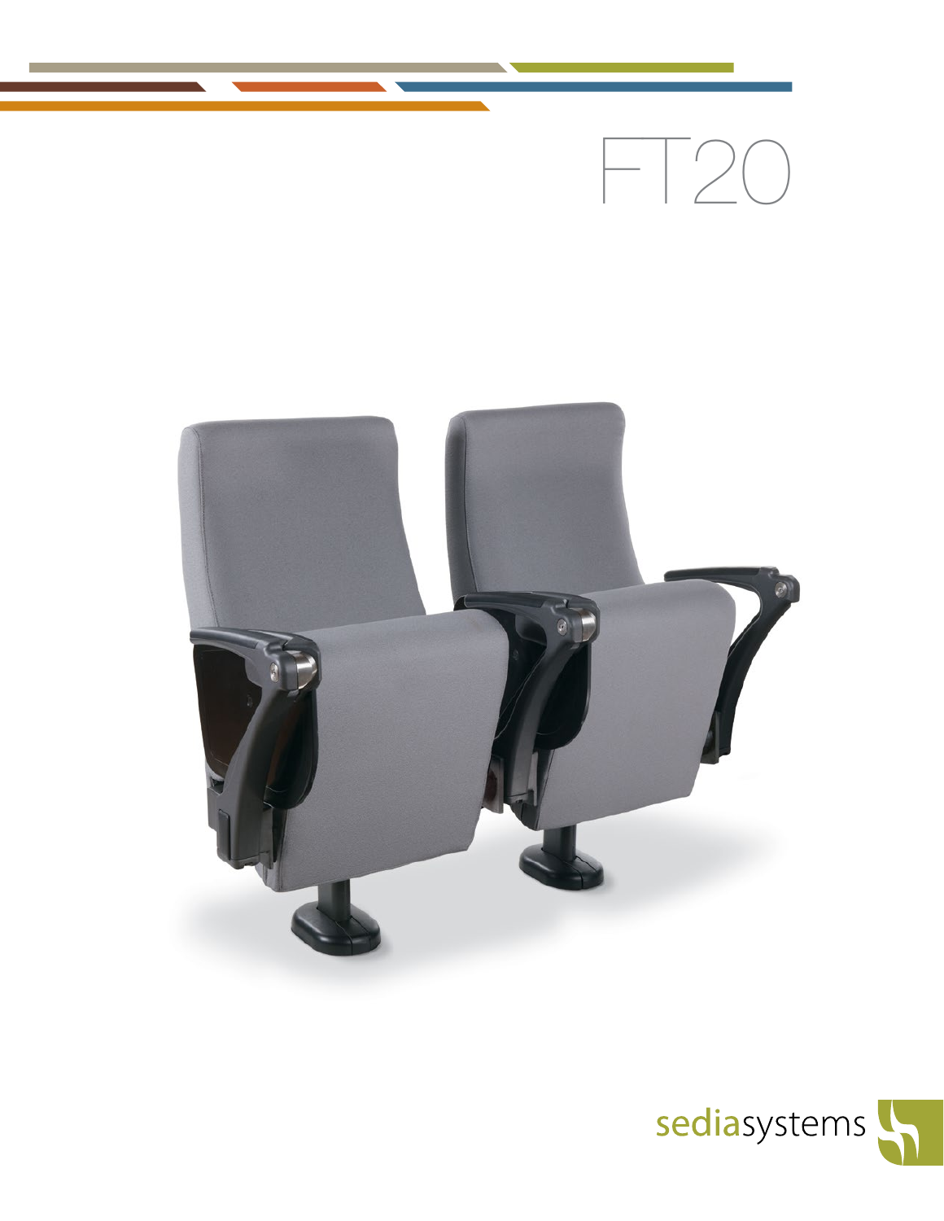# FT20

sediasystems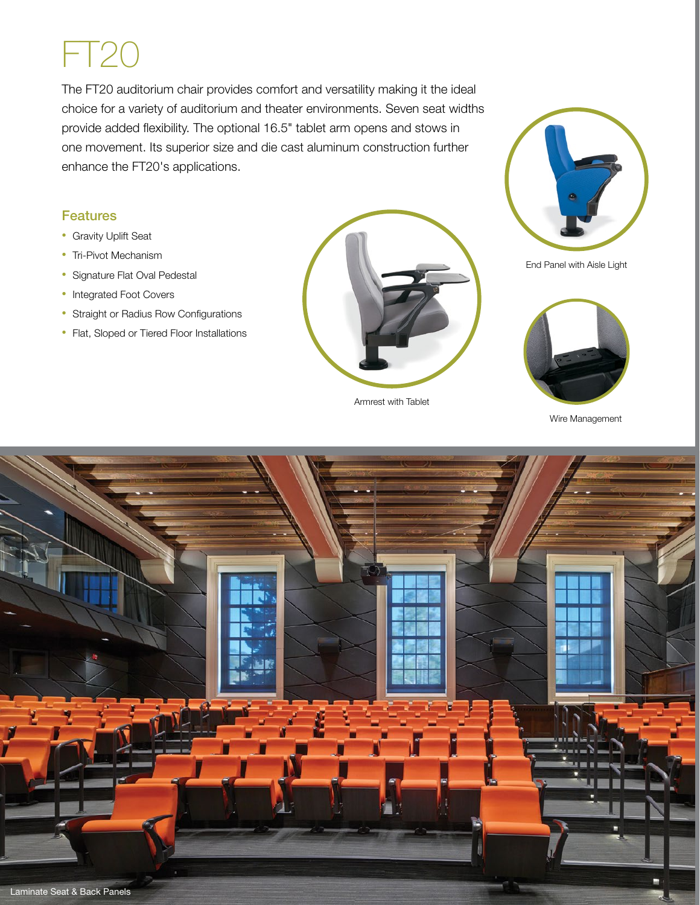# FT20

The FT20 auditorium chair provides comfort and versatility making it the ideal choice for a variety of auditorium and theater environments. Seven seat widths provide added flexibility. The optional 16.5" tablet arm opens and stows in one movement. Its superior size and die cast aluminum construction further enhance the FT20's applications.

## Features

- Gravity Uplift Seat
- Tri-Pivot Mechanism
- Signature Flat Oval Pedestal
- Integrated Foot Covers
- Straight or Radius Row Configurations
- Flat, Sloped or Tiered Floor Installations

Armrest with Tablet

End Panel with Aisle Light

Wire Management

Laminate Seat & Back Panels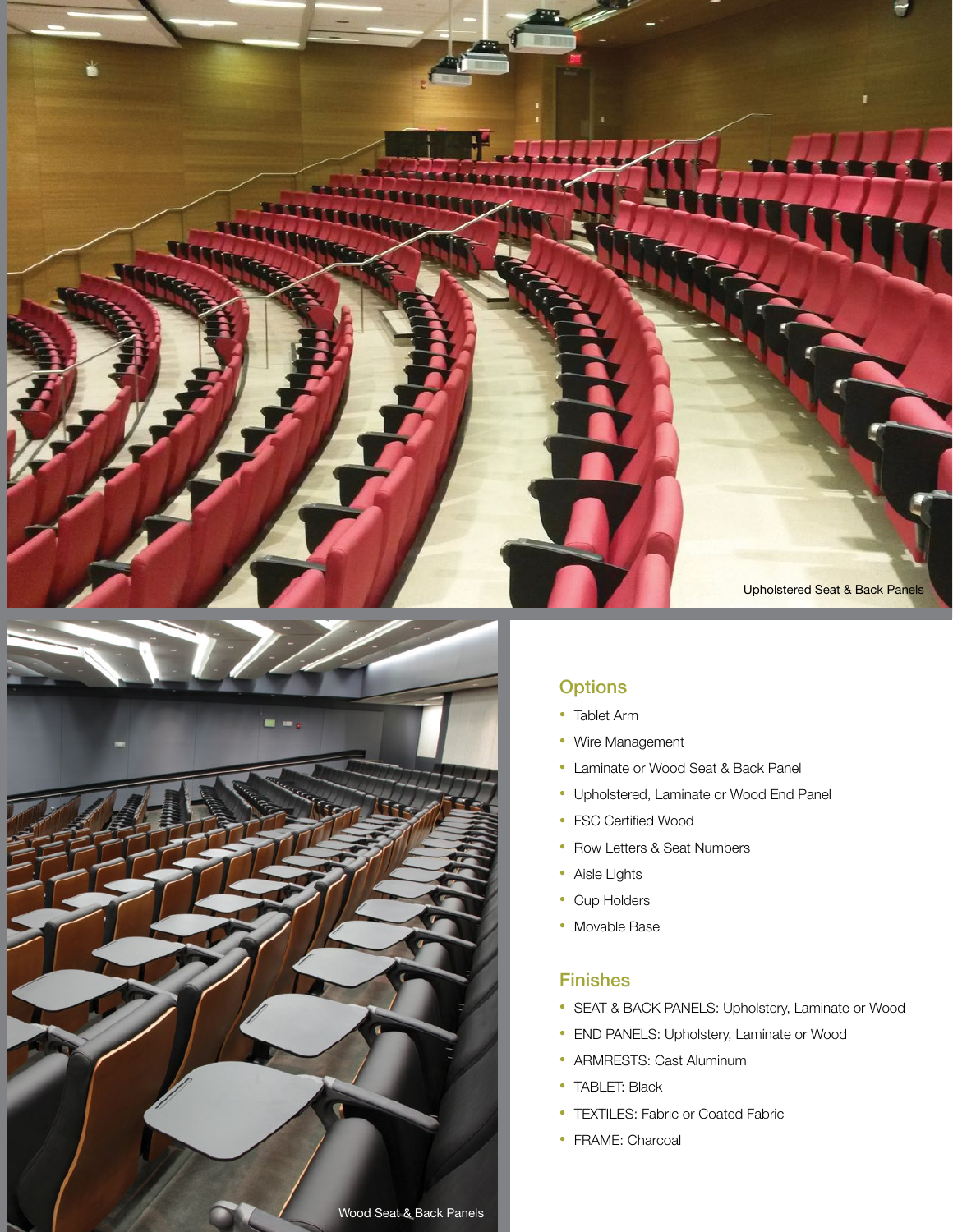Upholstered Seat & Back Panels

Wood Seat & Back Panels

## Options

- Tablet Arm
- Wire Management
- Laminate or Wood Seat & Back Panel
- Upholstered, Laminate or Wood End Panel
- FSC Certified Wood
- Row Letters & Seat Numbers
- Aisle Lights
- Cup Holders
- Movable Base

## Finishes

- SEAT & BACK PANELS: Upholstery, Laminate or Wood
- END PANELS: Upholstery, Laminate or Wood
- ARMRESTS: Cast Aluminum
- TABLET: Black
- TEXTILES: Fabric or Coated Fabric
- FRAME: Charcoal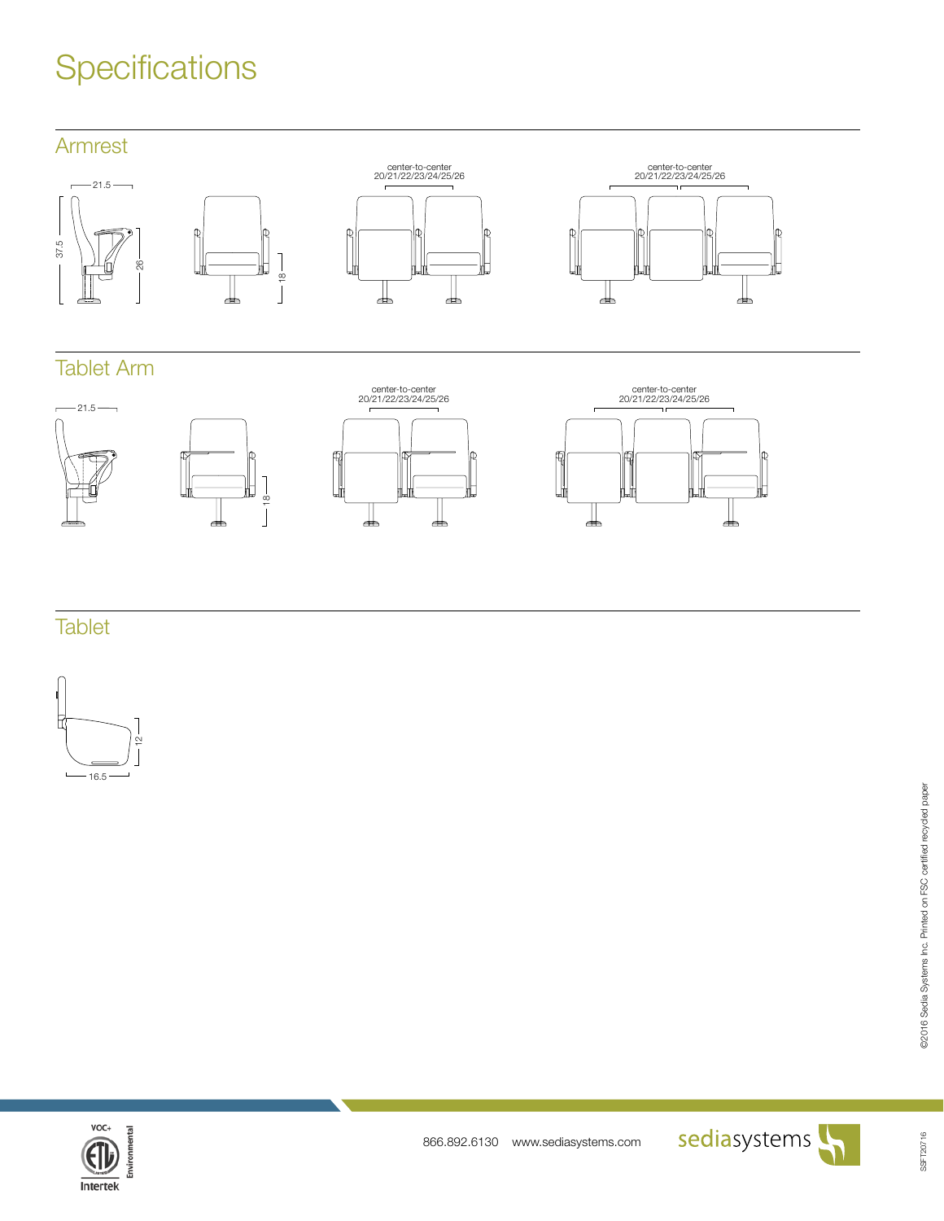# Specifications

## Armrest

21.5

37.5

26

18

center-to-center
20/21/22/23/24/25/26

center-to-center
20/21/22/23/24/25/26

## Tablet Arm

21.5

18

center-to-center
20/21/22/23/24/25/26

center-to-center
20/21/22/23/24/25/26

## Tablet

12

16.5

866.892.6130 www.sediasystems.com

sediasystems

©2016 Sedia Systems Inc. Printed on FSC certified recycled paper

SSFT20716